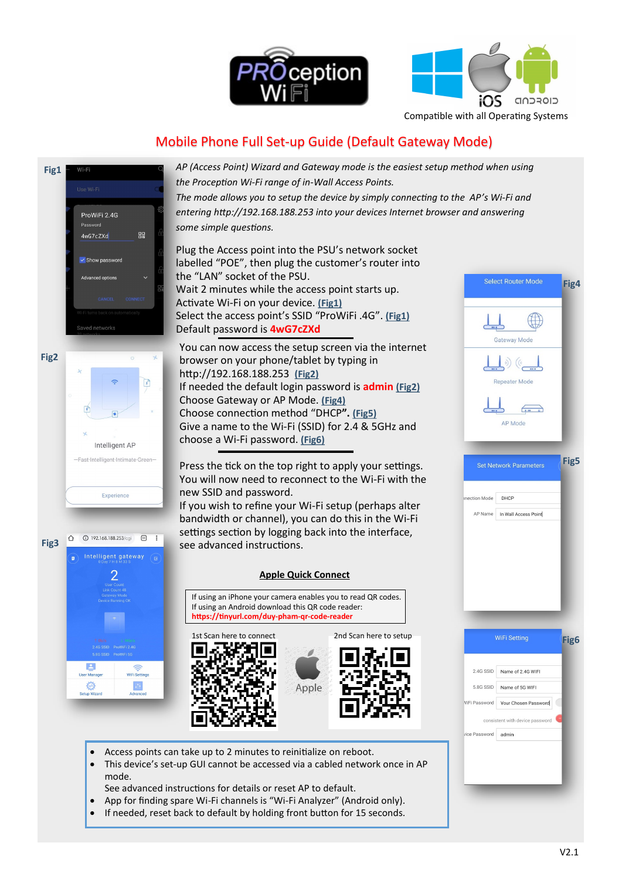Compatible with all Operating Systems

# Mobile Phone Full Set-up Guide (Default Gateway Mode)

*AP (Access Point) Wizard and Gateway mode is the easiest setup method when using the Proception Wi-Fi range of in-Wall Access Points.*

*The mode allows you to setup the device by simply connecting to the AP's Wi-Fi and entering http://192.168.188.253 into your devices Internet browser and answering some simple questions.*

Plug the Access point into the PSU's network socket labelled "POE", then plug the customer's router into the "LAN" socket of the PSU.
Wait 2 minutes while the access point starts up.
Activate Wi-Fi on your device. (Fig1)
Select the access point's SSID "ProWiFi .4G". (Fig1)
Default password is **4wG7cZXd**

You can now access the setup screen via the internet browser on your phone/tablet by typing in http://192.168.188.253 (Fig2)
If needed the default login password is **admin** (Fig2)
Choose Gateway or AP Mode. (Fig4)
Choose connection method "DHCP". (Fig5)
Give a name to the Wi-Fi (SSID) for 2.4 & 5GHz and choose a Wi-Fi password. (Fig6)

Press the tick on the top right to apply your settings.
You will now need to reconnect to the Wi-Fi with the new SSID and password.
If you wish to refine your Wi-Fi setup (perhaps alter bandwidth or channel), you can do this in the Wi-Fi settings section by logging back into the interface, see advanced instructions.

## Apple Quick Connect

If using an iPhone your camera enables you to read QR codes.
If using an Android download this QR code reader:
https://tinyurl.com/duy-pham-qr-code-reader

1st Scan here to connect

2nd Scan here to setup

- Access points can take up to 2 minutes to reinitialize on reboot.
- This device's set-up GUI cannot be accessed via a cabled network once in AP mode.
  See advanced instructions for details or reset AP to default.
- App for finding spare Wi-Fi channels is "Wi-Fi Analyzer" (Android only).
- If needed, reset back to default by holding front button for 15 seconds.

V2.1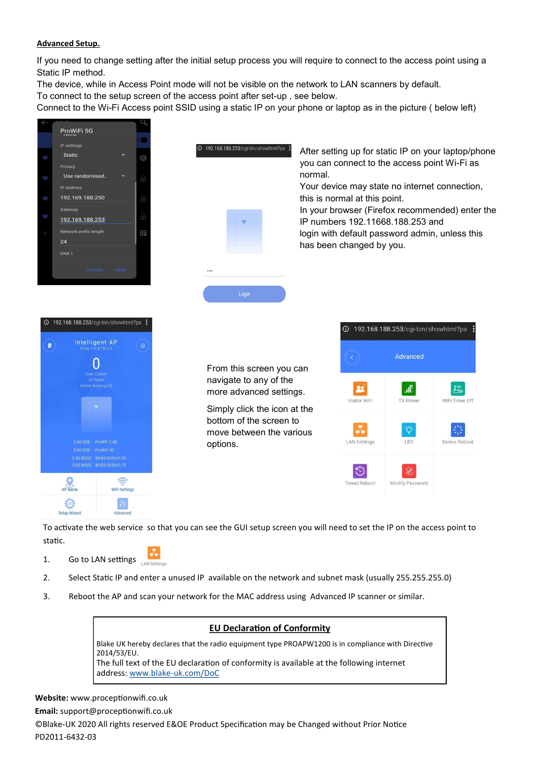**Advanced Setup.**

If you need to change setting after the initial setup process you will require to connect to the access point using a Static IP method.
The device, while in Access Point mode will not be visible on the network to LAN scanners by default.
To connect to the setup screen of the access point after set-up , see below.
Connect to the Wi-Fi Access point SSID using a static IP on your phone or laptop as in the picture ( below left)

After setting up for static IP on your laptop/phone you can connect to the access point Wi-Fi as normal.
Your device may state no internet connection, this is normal at this point.
In your browser (Firefox recommended) enter the IP numbers 192.11668.188.253 and login with default password admin, unless this has been changed by you.

From this screen you can navigate to any of the more advanced settings.

Simply click the icon at the bottom of the screen to move between the various options.

To activate the web service so that you can see the GUI setup screen you will need to set the IP on the access point to static.

1. Go to LAN settings
2. Select Static IP and enter a unused IP available on the network and subnet mask (usually 255.255.255.0)
3. Reboot the AP and scan your network for the MAC address using Advanced IP scanner or similar.

## EU Declaration of Conformity

Blake UK hereby declares that the radio equipment type PROAPW1200 is in compliance with Directive 2014/53/EU.
The full text of the EU declaration of conformity is available at the following internet address: www.blake-uk.com/DoC

**Website:** www.proceptionwifi.co.uk
**Email:** support@proceptionwifi.co.uk
©Blake-UK 2020 All rights reserved E&OE Product Specification may be Changed without Prior Notice
PD2011-6432-03